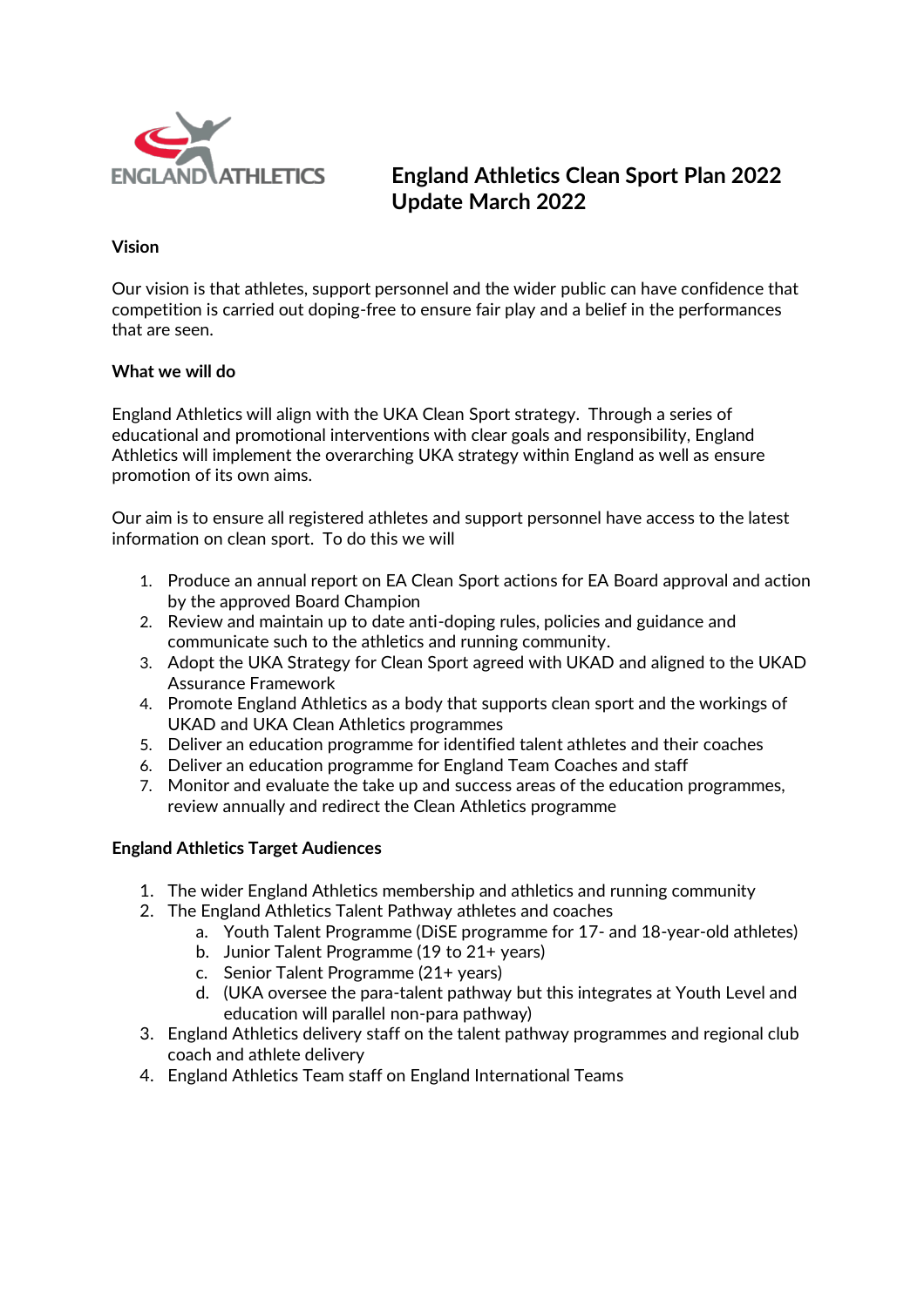# England Athletics Clean Sport Plan 2022
# Update March 2022

**Vision**

Our vision is that athletes, support personnel and the wider public can have confidence that competition is carried out doping-free to ensure fair play and a belief in the performances that are seen.

**What we will do**

England Athletics will align with the UKA Clean Sport strategy. Through a series of educational and promotional interventions with clear goals and responsibility, England Athletics will implement the overarching UKA strategy within England as well as ensure promotion of its own aims.

Our aim is to ensure all registered athletes and support personnel have access to the latest information on clean sport. To do this we will

1. Produce an annual report on EA Clean Sport actions for EA Board approval and action by the approved Board Champion
2. Review and maintain up to date anti-doping rules, policies and guidance and communicate such to the athletics and running community.
3. Adopt the UKA Strategy for Clean Sport agreed with UKAD and aligned to the UKAD Assurance Framework
4. Promote England Athletics as a body that supports clean sport and the workings of UKAD and UKA Clean Athletics programmes
5. Deliver an education programme for identified talent athletes and their coaches
6. Deliver an education programme for England Team Coaches and staff
7. Monitor and evaluate the take up and success areas of the education programmes, review annually and redirect the Clean Athletics programme

**England Athletics Target Audiences**

1. The wider England Athletics membership and athletics and running community
2. The England Athletics Talent Pathway athletes and coaches
   a. Youth Talent Programme (DiSE programme for 17- and 18-year-old athletes)
   b. Junior Talent Programme (19 to 21+ years)
   c. Senior Talent Programme (21+ years)
   d. (UKA oversee the para-talent pathway but this integrates at Youth Level and education will parallel non-para pathway)
3. England Athletics delivery staff on the talent pathway programmes and regional club coach and athlete delivery
4. England Athletics Team staff on England International Teams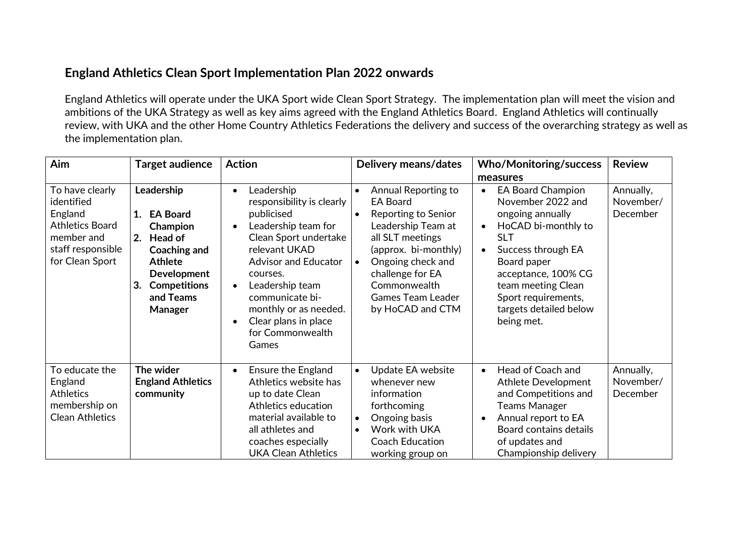## England Athletics Clean Sport Implementation Plan 2022 onwards

England Athletics will operate under the UKA Sport wide Clean Sport Strategy. The implementation plan will meet the vision and ambitions of the UKA Strategy as well as key aims agreed with the England Athletics Board. England Athletics will continually review, with UKA and the other Home Country Athletics Federations the delivery and success of the overarching strategy as well as the implementation plan.

| Aim | Target audience | Action | Delivery means/dates | Who/Monitoring/success measures | Review |
|---|---|---|---|---|---|
| To have clearly identified England Athletics Board member and staff responsible for Clean Sport | **Leadership**<br><br>1. **EA Board Champion**<br>2. **Head of Coaching and Athlete Development**<br>3. **Competitions and Teams Manager** | • Leadership responsibility is clearly publicised<br>• Leadership team for Clean Sport undertake relevant UKAD Advisor and Educator courses.<br>• Leadership team communicate bi-monthly or as needed.<br>• Clear plans in place for Commonwealth Games | • Annual Reporting to EA Board<br>• Reporting to Senior Leadership Team at all SLT meetings (approx. bi-monthly)<br>• Ongoing check and challenge for EA Commonwealth Games Team Leader by HoCAD and CTM | • EA Board Champion November 2022 and ongoing annually<br>• HoCAD bi-monthly to SLT<br>• Success through EA Board paper acceptance, 100% CG team meeting Clean Sport requirements, targets detailed below being met. | Annually, November/ December |
| To educate the England Athletics membership on Clean Athletics | **The wider England Athletics community** | • Ensure the England Athletics website has up to date Clean Athletics education material available to all athletes and coaches especially UKA Clean Athletics | • Update EA website whenever new information forthcoming<br>• Ongoing basis<br>• Work with UKA Coach Education working group on | • Head of Coach and Athlete Development and Competitions and Teams Manager<br>• Annual report to EA Board contains details of updates and Championship delivery | Annually, November/ December |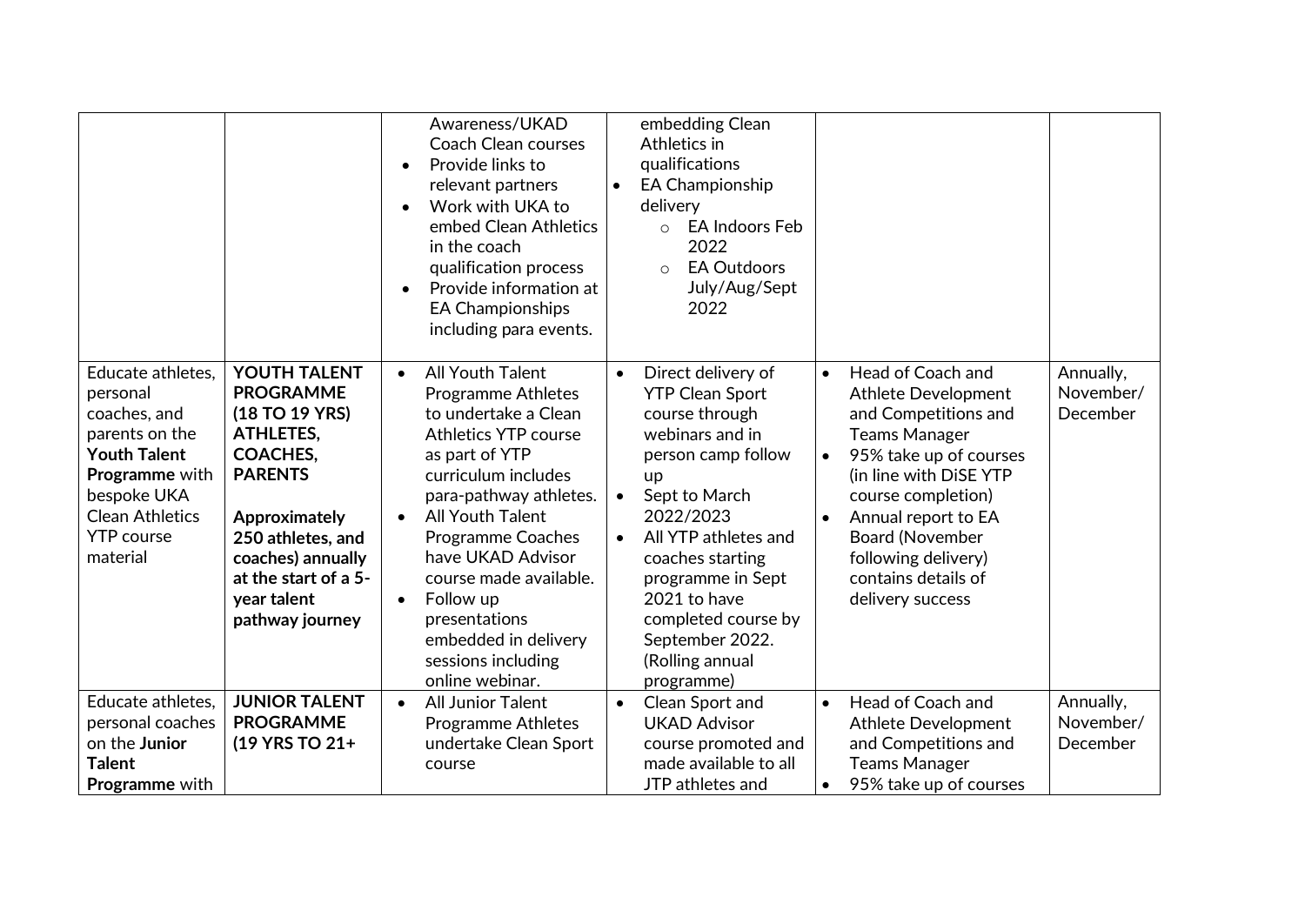| | | | | | |
|---|---|---|---|---|---|
| | | Awareness/UKAD Coach Clean courses<br>• Provide links to relevant partners<br>• Work with UKA to embed Clean Athletics in the coach qualification process<br>• Provide information at EA Championships including para events. | embedding Clean Athletics in qualifications<br>• EA Championship delivery<br>  ○ EA Indoors Feb 2022<br>  ○ EA Outdoors July/Aug/Sept 2022 | | |
| Educate athletes, personal coaches, and parents on the **Youth Talent Programme** with bespoke UKA Clean Athletics YTP course material | **YOUTH TALENT PROGRAMME (18 TO 19 YRS) ATHLETES, COACHES, PARENTS**<br><br>**Approximately 250 athletes, and coaches) annually at the start of a 5-year talent pathway journey** | • All Youth Talent Programme Athletes to undertake a Clean Athletics YTP course as part of YTP curriculum includes para-pathway athletes.<br>• All Youth Talent Programme Coaches have UKAD Advisor course made available.<br>• Follow up presentations embedded in delivery sessions including online webinar. | • Direct delivery of YTP Clean Sport course through webinars and in person camp follow up<br>• Sept to March 2022/2023<br>• All YTP athletes and coaches starting programme in Sept 2021 to have completed course by September 2022. (Rolling annual programme) | • Head of Coach and Athlete Development and Competitions and Teams Manager<br>• 95% take up of courses (in line with DiSE YTP course completion)<br>• Annual report to EA Board (November following delivery) contains details of delivery success | Annually, November/ December |
| Educate athletes, personal coaches on the **Junior Talent Programme** with | **JUNIOR TALENT PROGRAMME (19 YRS TO 21+** | • All Junior Talent Programme Athletes undertake Clean Sport course | • Clean Sport and UKAD Advisor course promoted and made available to all JTP athletes and | • Head of Coach and Athlete Development and Competitions and Teams Manager<br>• 95% take up of courses | Annually, November/ December |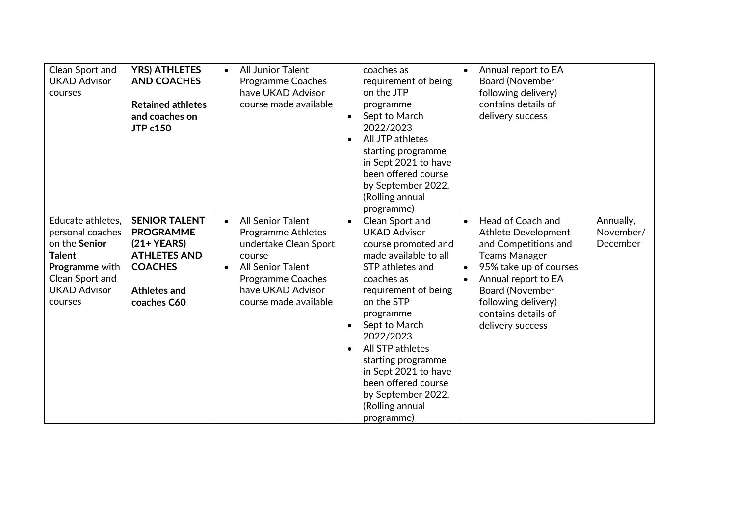| | | | | | |
|---|---|---|---|---|---|
| Clean Sport and UKAD Advisor courses | **YRS) ATHLETES AND COACHES**<br><br>**Retained athletes and coaches on JTP c150** | • All Junior Talent Programme Coaches have UKAD Advisor course made available | coaches as requirement of being on the JTP programme<br>• Sept to March 2022/2023<br>• All JTP athletes starting programme in Sept 2021 to have been offered course by September 2022. (Rolling annual programme) | • Annual report to EA Board (November following delivery) contains details of delivery success | |
| Educate athletes, personal coaches on the **Senior Talent Programme** with Clean Sport and UKAD Advisor courses | **SENIOR TALENT PROGRAMME (21+ YEARS) ATHLETES AND COACHES**<br><br>**Athletes and coaches C60** | • All Senior Talent Programme Athletes undertake Clean Sport course<br>• All Senior Talent Programme Coaches have UKAD Advisor course made available | • Clean Sport and UKAD Advisor course promoted and made available to all STP athletes and coaches as requirement of being on the STP programme<br>• Sept to March 2022/2023<br>• All STP athletes starting programme in Sept 2021 to have been offered course by September 2022. (Rolling annual programme) | • Head of Coach and Athlete Development and Competitions and Teams Manager<br>• 95% take up of courses<br>• Annual report to EA Board (November following delivery) contains details of delivery success | Annually, November/ December |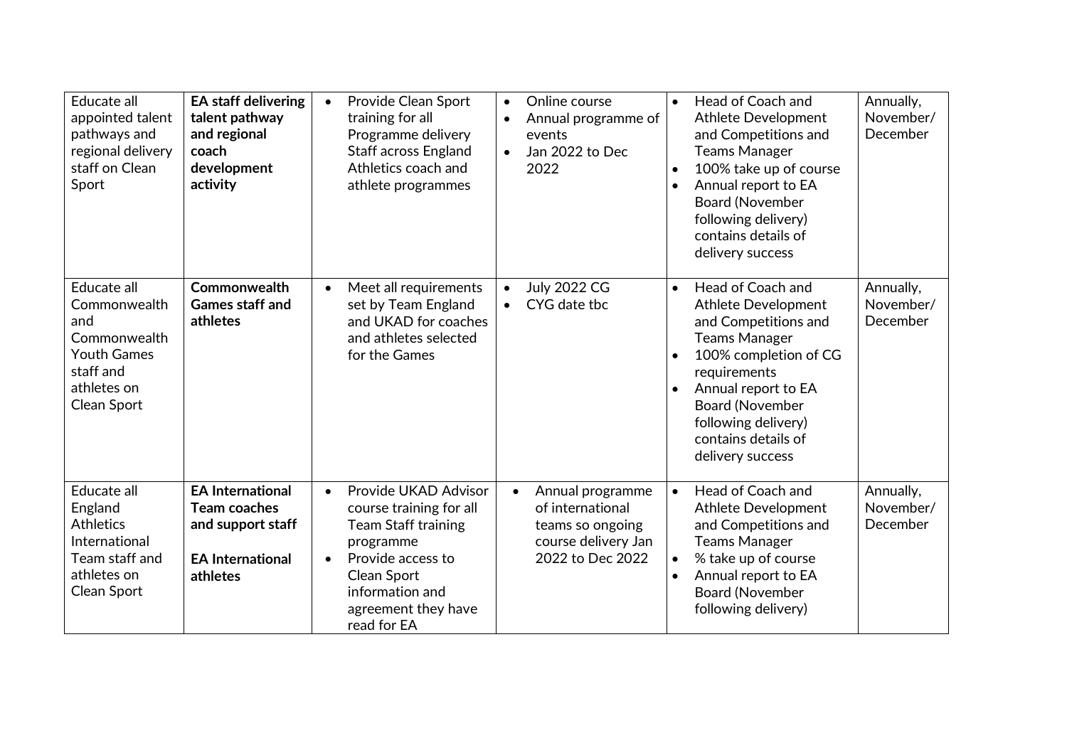| | | | | | |
|---|---|---|---|---|---|
| Educate all appointed talent pathways and regional delivery staff on Clean Sport | **EA staff delivering talent pathway and regional coach development activity** | • Provide Clean Sport training for all Programme delivery Staff across England Athletics coach and athlete programmes | • Online course<br>• Annual programme of events<br>• Jan 2022 to Dec 2022 | • Head of Coach and Athlete Development and Competitions and Teams Manager<br>• 100% take up of course<br>• Annual report to EA Board (November following delivery) contains details of delivery success | Annually, November/ December |
| Educate all Commonwealth and Commonwealth Youth Games staff and athletes on Clean Sport | **Commonwealth Games staff and athletes** | • Meet all requirements set by Team England and UKAD for coaches and athletes selected for the Games | • July 2022 CG<br>• CYG date tbc | • Head of Coach and Athlete Development and Competitions and Teams Manager<br>• 100% completion of CG requirements<br>• Annual report to EA Board (November following delivery) contains details of delivery success | Annually, November/ December |
| Educate all England Athletics International Team staff and athletes on Clean Sport | **EA International Team coaches and support staff**<br><br>**EA International athletes** | • Provide UKAD Advisor course training for all Team Staff training programme<br>• Provide access to Clean Sport information and agreement they have read for EA | • Annual programme of international teams so ongoing course delivery Jan 2022 to Dec 2022 | • Head of Coach and Athlete Development and Competitions and Teams Manager<br>• % take up of course<br>• Annual report to EA Board (November following delivery) | Annually, November/ December |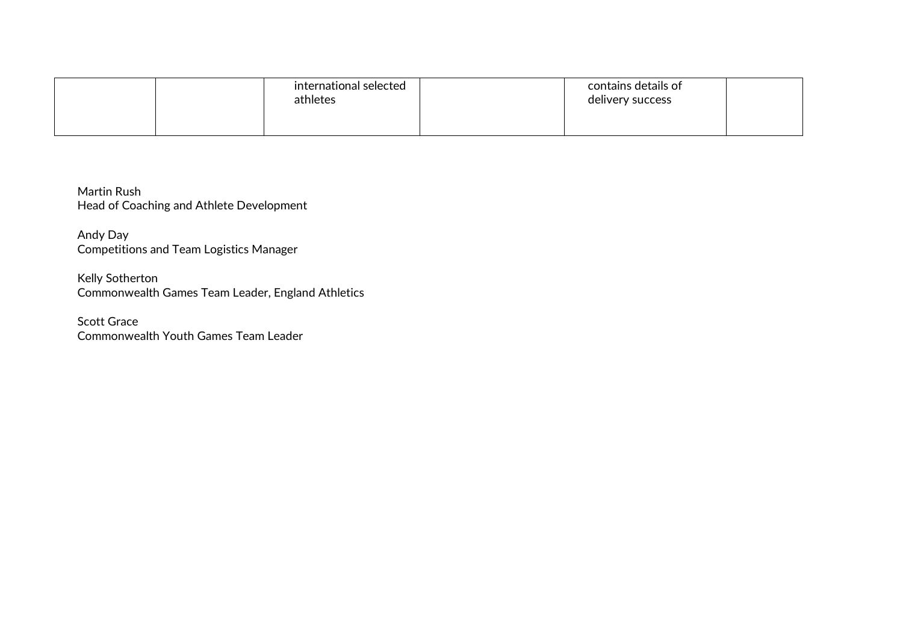| | | | | | |
|---|---|---|---|---|---|
| | | international selected athletes | | contains details of delivery success | |

Martin Rush
Head of Coaching and Athlete Development

Andy Day
Competitions and Team Logistics Manager

Kelly Sotherton
Commonwealth Games Team Leader, England Athletics

Scott Grace
Commonwealth Youth Games Team Leader